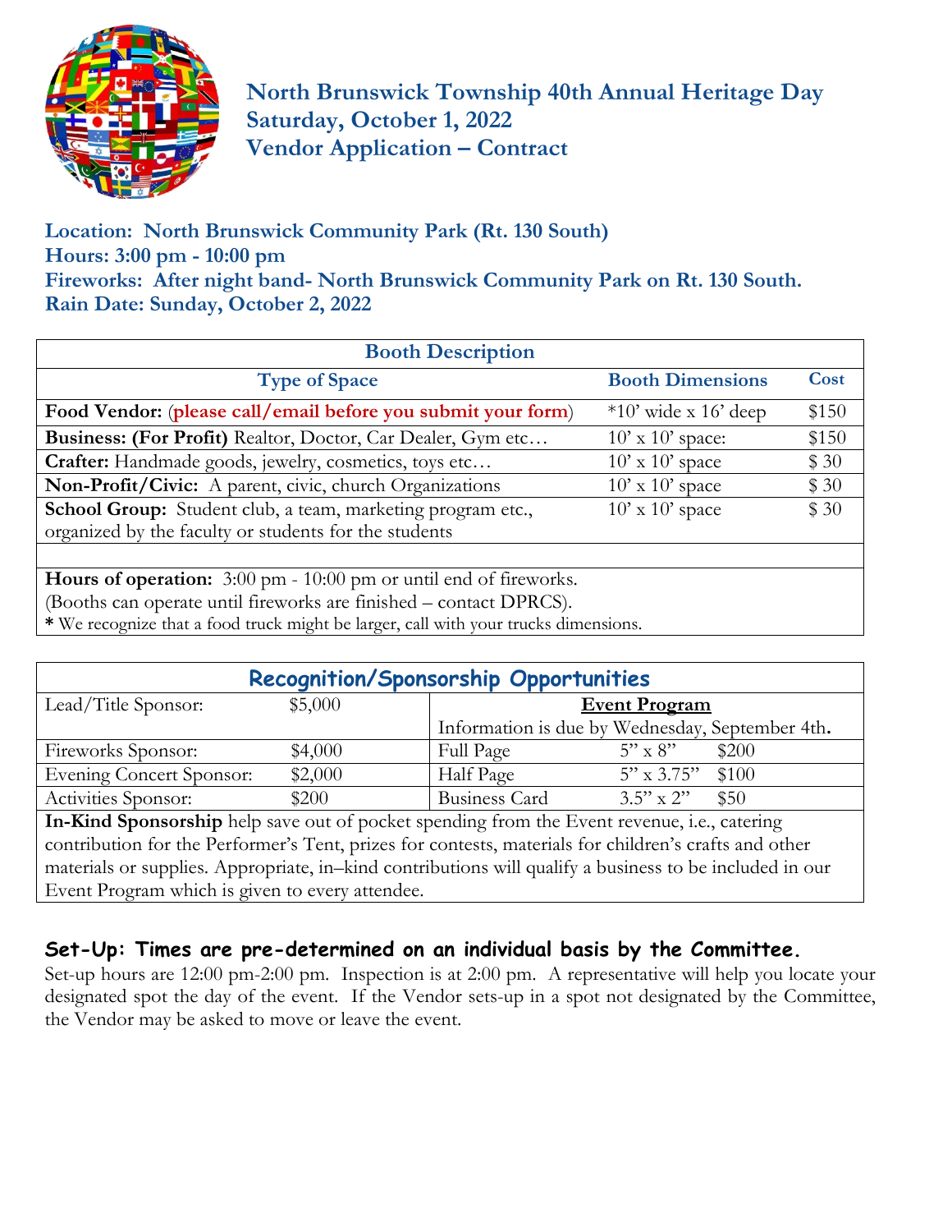# North Brunswick Township 40th Annual Heritage Day
## Saturday, October 1, 2022
## Vendor Application – Contract

**Location: North Brunswick Community Park (Rt. 130 South)**
**Hours: 3:00 pm - 10:00 pm**
**Fireworks: After night band- North Brunswick Community Park on Rt. 130 South.**
**Rain Date: Sunday, October 2, 2022**

| Booth Description | | |
|---|---|---|
| **Type of Space** | **Booth Dimensions** | **Cost** |
| **Food Vendor:** (**please call/email before you submit your form**) | *10' wide x 16' deep | $150 |
| **Business: (For Profit)** Realtor, Doctor, Car Dealer, Gym etc… | 10' x 10' space: | $150 |
| **Crafter:** Handmade goods, jewelry, cosmetics, toys etc… | 10' x 10' space | $ 30 |
| **Non-Profit/Civic:** A parent, civic, church Organizations | 10' x 10' space | $ 30 |
| **School Group:** Student club, a team, marketing program etc., organized by the faculty or students for the students | 10' x 10' space | $ 30 |

**Hours of operation:** 3:00 pm - 10:00 pm or until end of fireworks.
(Booths can operate until fireworks are finished – contact DPRCS).
**\*** We recognize that a food truck might be larger, call with your trucks dimensions.

| Recognition/Sponsorship Opportunities | | | | |
|---|---|---|---|---|
| Lead/Title Sponsor: | $5,000 | **Event Program** Information is due by Wednesday, September 4th. | | |
| Fireworks Sponsor: | $4,000 | Full Page | 5" x 8" | $200 |
| Evening Concert Sponsor: | $2,000 | Half Page | 5" x 3.75" | $100 |
| Activities Sponsor: | $200 | Business Card | 3.5" x 2" | $50 |

**In-Kind Sponsorship** help save out of pocket spending from the Event revenue, i.e., catering contribution for the Performer's Tent, prizes for contests, materials for children's crafts and other materials or supplies. Appropriate, in–kind contributions will qualify a business to be included in our Event Program which is given to every attendee.

## Set-Up: Times are pre-determined on an individual basis by the Committee.

Set-up hours are 12:00 pm-2:00 pm. Inspection is at 2:00 pm. A representative will help you locate your designated spot the day of the event. If the Vendor sets-up in a spot not designated by the Committee, the Vendor may be asked to move or leave the event.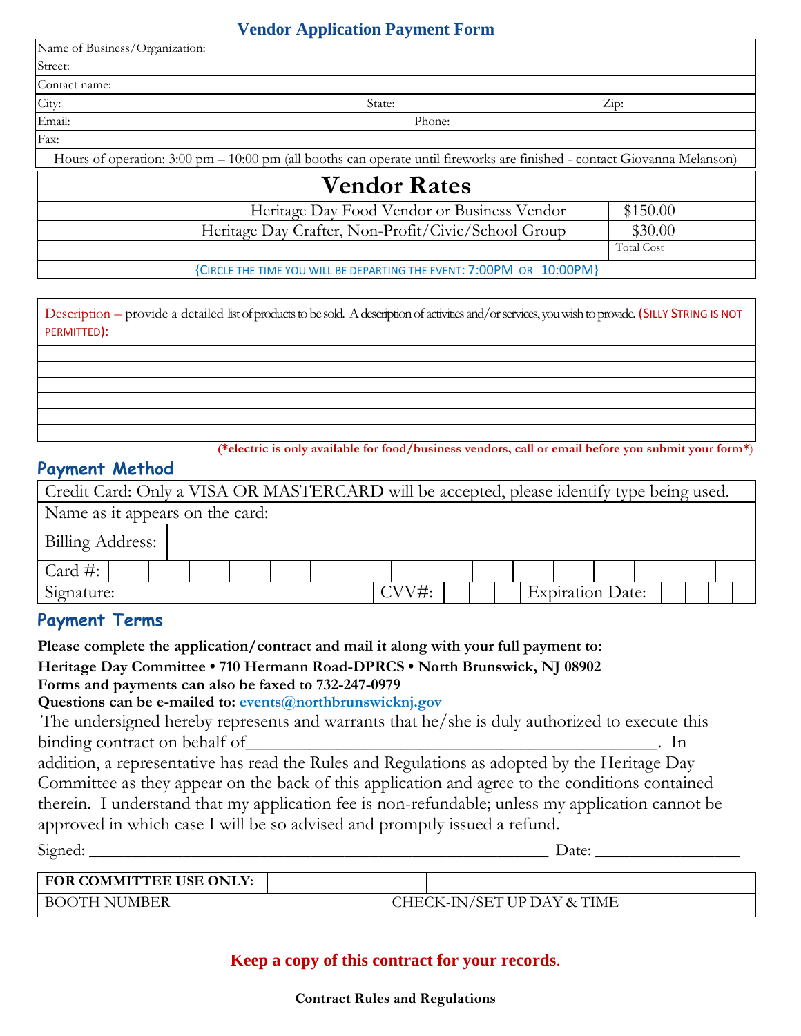# Vendor Application Payment Form

| Name of Business/Organization: | | |
|---|---|---|
| Street: | | |
| Contact name: | | |
| City: | State: | Zip: |
| Email: | Phone: | |
| Fax: | | |

Hours of operation: 3:00 pm – 10:00 pm (all booths can operate until fireworks are finished - contact Giovanna Melanson)

## Vendor Rates

| | | |
|---|---|---|
| Heritage Day Food Vendor or Business Vendor | $150.00 | |
| Heritage Day Crafter, Non-Profit/Civic/School Group | $30.00 | |
| | Total Cost | |

{CIRCLE THE TIME YOU WILL BE DEPARTING THE EVENT: 7:00PM OR 10:00PM}

Description – provide a detailed list of products to be sold. A description of activities and/or services, you wish to provide. (SILLY STRING IS NOT PERMITTED):

(*electric is only available for food/business vendors, call or email before you submit your form*)

## Payment Method

| Credit Card: Only a VISA OR MASTERCARD will be accepted, please identify type being used. | | |
|---|---|---|
| Name as it appears on the card: | | |
| Billing Address: | | |
| Card #: | | |
| Signature: | CVV#: | Expiration Date: |

## Payment Terms

**Please complete the application/contract and mail it along with your full payment to:**
**Heritage Day Committee • 710 Hermann Road-DPRCS • North Brunswick, NJ 08902**
**Forms and payments can also be faxed to 732-247-0979**
**Questions can be e-mailed to: events@northbrunswicknj.gov**

The undersigned hereby represents and warrants that he/she is duly authorized to execute this binding contract on behalf of_______________________________________________. In addition, a representative has read the Rules and Regulations as adopted by the Heritage Day Committee as they appear on the back of this application and agree to the conditions contained therein. I understand that my application fee is non-refundable; unless my application cannot be approved in which case I will be so advised and promptly issued a refund.

Signed: _____________________________________________________ Date: ________________

| FOR COMMITTEE USE ONLY: | | | |
|---|---|---|---|
| BOOTH NUMBER | | CHECK-IN/SET UP DAY & TIME | |

**Keep a copy of this contract for your records.**

**Contract Rules and Regulations**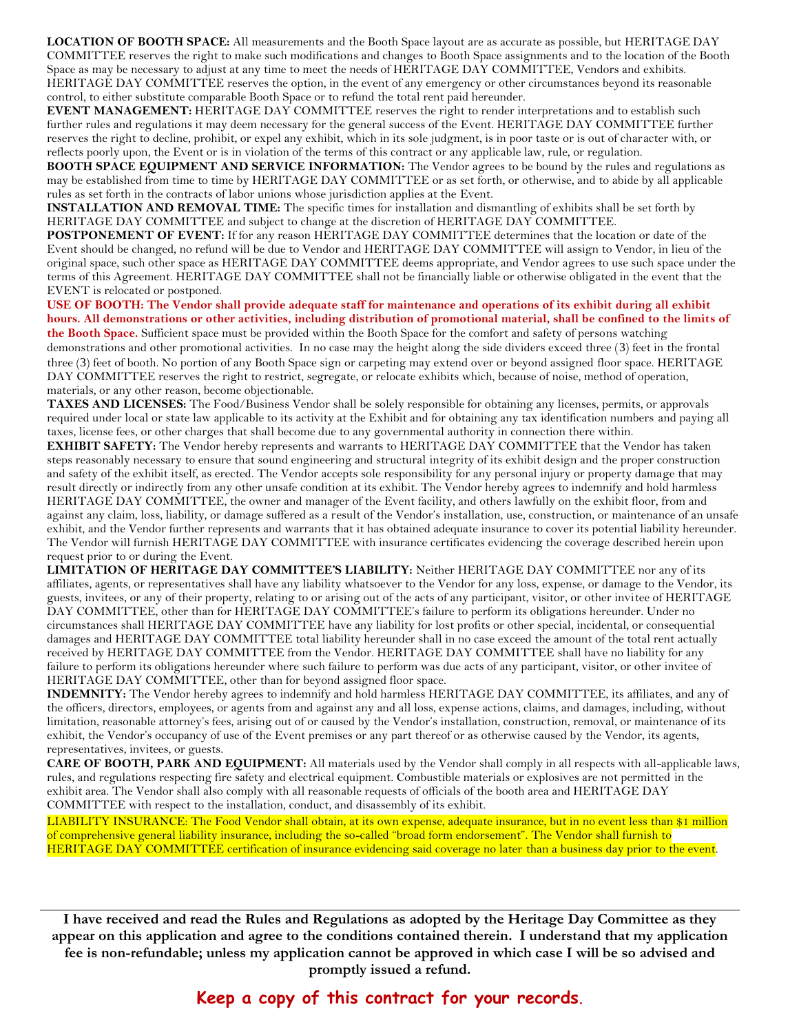**LOCATION OF BOOTH SPACE:** All measurements and the Booth Space layout are as accurate as possible, but HERITAGE DAY COMMITTEE reserves the right to make such modifications and changes to Booth Space assignments and to the location of the Booth Space as may be necessary to adjust at any time to meet the needs of HERITAGE DAY COMMITTEE, Vendors and exhibits. HERITAGE DAY COMMITTEE reserves the option, in the event of any emergency or other circumstances beyond its reasonable control, to either substitute comparable Booth Space or to refund the total rent paid hereunder.

**EVENT MANAGEMENT:** HERITAGE DAY COMMITTEE reserves the right to render interpretations and to establish such further rules and regulations it may deem necessary for the general success of the Event. HERITAGE DAY COMMITTEE further reserves the right to decline, prohibit, or expel any exhibit, which in its sole judgment, is in poor taste or is out of character with, or reflects poorly upon, the Event or is in violation of the terms of this contract or any applicable law, rule, or regulation.

**BOOTH SPACE EQUIPMENT AND SERVICE INFORMATION:** The Vendor agrees to be bound by the rules and regulations as may be established from time to time by HERITAGE DAY COMMITTEE or as set forth, or otherwise, and to abide by all applicable rules as set forth in the contracts of labor unions whose jurisdiction applies at the Event.

**INSTALLATION AND REMOVAL TIME:** The specific times for installation and dismantling of exhibits shall be set forth by HERITAGE DAY COMMITTEE and subject to change at the discretion of HERITAGE DAY COMMITTEE.

**POSTPONEMENT OF EVENT:** If for any reason HERITAGE DAY COMMITTEE determines that the location or date of the Event should be changed, no refund will be due to Vendor and HERITAGE DAY COMMITTEE will assign to Vendor, in lieu of the original space, such other space as HERITAGE DAY COMMITTEE deems appropriate, and Vendor agrees to use such space under the terms of this Agreement. HERITAGE DAY COMMITTEE shall not be financially liable or otherwise obligated in the event that the EVENT is relocated or postponed.

**USE OF BOOTH: The Vendor shall provide adequate staff for maintenance and operations of its exhibit during all exhibit hours. All demonstrations or other activities, including distribution of promotional material, shall be confined to the limits of the Booth Space.** Sufficient space must be provided within the Booth Space for the comfort and safety of persons watching demonstrations and other promotional activities. In no case may the height along the side dividers exceed three (3) feet in the frontal three (3) feet of booth. No portion of any Booth Space sign or carpeting may extend over or beyond assigned floor space. HERITAGE DAY COMMITTEE reserves the right to restrict, segregate, or relocate exhibits which, because of noise, method of operation, materials, or any other reason, become objectionable.

**TAXES AND LICENSES:** The Food/Business Vendor shall be solely responsible for obtaining any licenses, permits, or approvals required under local or state law applicable to its activity at the Exhibit and for obtaining any tax identification numbers and paying all taxes, license fees, or other charges that shall become due to any governmental authority in connection there within.

**EXHIBIT SAFETY:** The Vendor hereby represents and warrants to HERITAGE DAY COMMITTEE that the Vendor has taken steps reasonably necessary to ensure that sound engineering and structural integrity of its exhibit design and the proper construction and safety of the exhibit itself, as erected. The Vendor accepts sole responsibility for any personal injury or property damage that may result directly or indirectly from any other unsafe condition at its exhibit. The Vendor hereby agrees to indemnify and hold harmless HERITAGE DAY COMMITTEE, the owner and manager of the Event facility, and others lawfully on the exhibit floor, from and against any claim, loss, liability, or damage suffered as a result of the Vendor's installation, use, construction, or maintenance of an unsafe exhibit, and the Vendor further represents and warrants that it has obtained adequate insurance to cover its potential liability hereunder. The Vendor will furnish HERITAGE DAY COMMITTEE with insurance certificates evidencing the coverage described herein upon request prior to or during the Event.

**LIMITATION OF HERITAGE DAY COMMITTEE'S LIABILITY:** Neither HERITAGE DAY COMMITTEE nor any of its affiliates, agents, or representatives shall have any liability whatsoever to the Vendor for any loss, expense, or damage to the Vendor, its guests, invitees, or any of their property, relating to or arising out of the acts of any participant, visitor, or other invitee of HERITAGE DAY COMMITTEE, other than for HERITAGE DAY COMMITTEE's failure to perform its obligations hereunder. Under no circumstances shall HERITAGE DAY COMMITTEE have any liability for lost profits or other special, incidental, or consequential damages and HERITAGE DAY COMMITTEE total liability hereunder shall in no case exceed the amount of the total rent actually received by HERITAGE DAY COMMITTEE from the Vendor. HERITAGE DAY COMMITTEE shall have no liability for any failure to perform its obligations hereunder where such failure to perform was due acts of any participant, visitor, or other invitee of HERITAGE DAY COMMITTEE, other than for beyond assigned floor space.

**INDEMNITY:** The Vendor hereby agrees to indemnify and hold harmless HERITAGE DAY COMMITTEE, its affiliates, and any of the officers, directors, employees, or agents from and against any and all loss, expense actions, claims, and damages, including, without limitation, reasonable attorney's fees, arising out of or caused by the Vendor's installation, construction, removal, or maintenance of its exhibit, the Vendor's occupancy of use of the Event premises or any part thereof or as otherwise caused by the Vendor, its agents, representatives, invitees, or guests.

**CARE OF BOOTH, PARK AND EQUIPMENT:** All materials used by the Vendor shall comply in all respects with all-applicable laws, rules, and regulations respecting fire safety and electrical equipment. Combustible materials or explosives are not permitted in the exhibit area. The Vendor shall also comply with all reasonable requests of officials of the booth area and HERITAGE DAY COMMITTEE with respect to the installation, conduct, and disassembly of its exhibit.

LIABILITY INSURANCE: The Food Vendor shall obtain, at its own expense, adequate insurance, but in no event less than $1 million of comprehensive general liability insurance, including the so-called "broad form endorsement". The Vendor shall furnish to HERITAGE DAY COMMITTEE certification of insurance evidencing said coverage no later than a business day prior to the event.

---

**I have received and read the Rules and Regulations as adopted by the Heritage Day Committee as they appear on this application and agree to the conditions contained therein. I understand that my application fee is non-refundable; unless my application cannot be approved in which case I will be so advised and promptly issued a refund.**

**Keep a copy of this contract for your records.**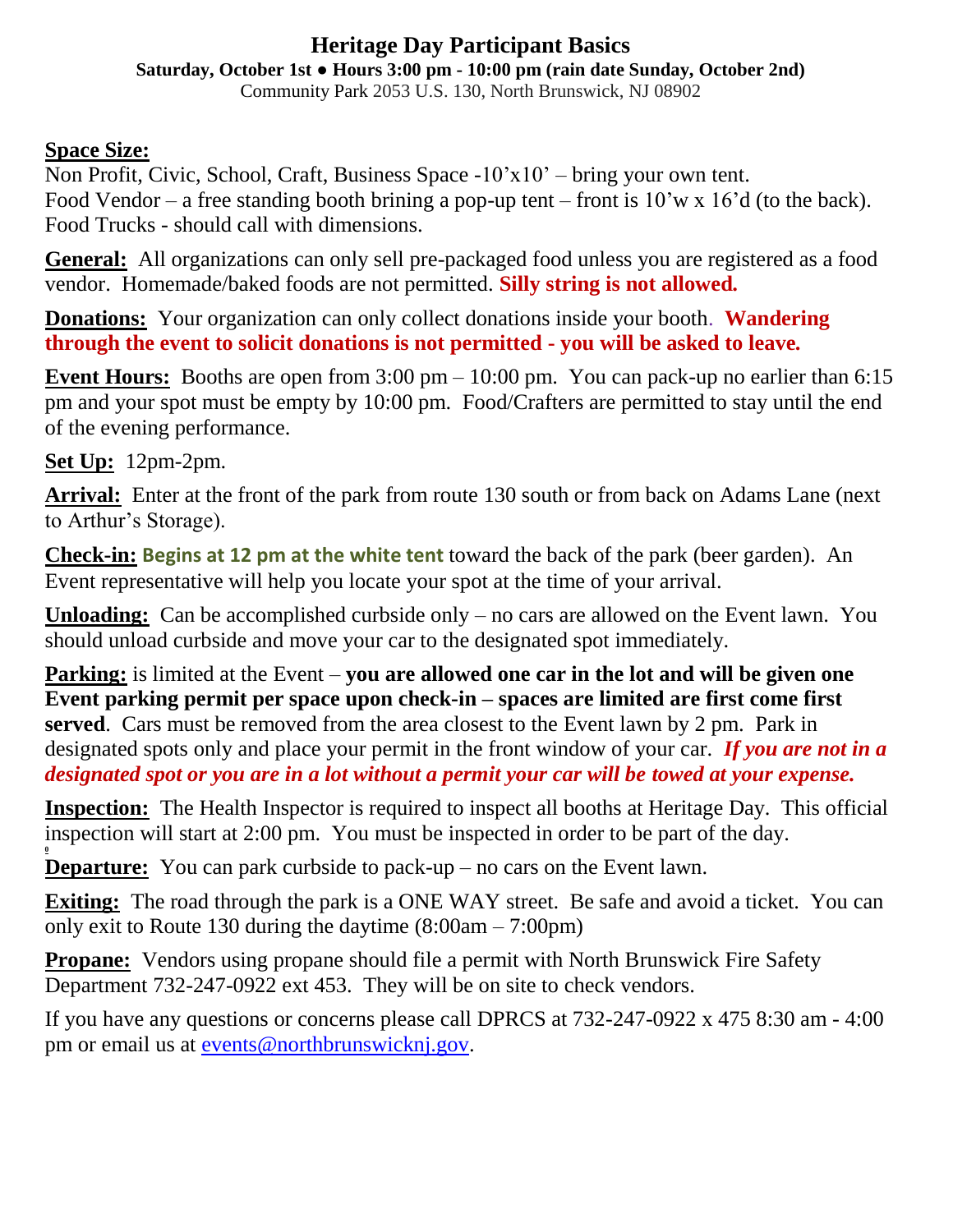# Heritage Day Participant Basics

**Saturday, October 1st ● Hours 3:00 pm - 10:00 pm (rain date Sunday, October 2nd)**

Community Park 2053 U.S. 130, North Brunswick, NJ 08902

**Space Size:**
Non Profit, Civic, School, Craft, Business Space -10'x10' – bring your own tent.
Food Vendor – a free standing booth brining a pop-up tent – front is 10'w x 16'd (to the back).
Food Trucks - should call with dimensions.

**General:** All organizations can only sell pre-packaged food unless you are registered as a food vendor. Homemade/baked foods are not permitted. **Silly string is not allowed.**

**Donations:** Your organization can only collect donations inside your booth. **Wandering through the event to solicit donations is not permitted - you will be asked to leave.**

**Event Hours:** Booths are open from 3:00 pm – 10:00 pm. You can pack-up no earlier than 6:15 pm and your spot must be empty by 10:00 pm. Food/Crafters are permitted to stay until the end of the evening performance.

**Set Up:** 12pm-2pm.

**Arrival:** Enter at the front of the park from route 130 south or from back on Adams Lane (next to Arthur's Storage).

**Check-in:** **Begins at 12 pm at the white tent** toward the back of the park (beer garden). An Event representative will help you locate your spot at the time of your arrival.

**Unloading:** Can be accomplished curbside only – no cars are allowed on the Event lawn. You should unload curbside and move your car to the designated spot immediately.

**Parking:** is limited at the Event – **you are allowed one car in the lot and will be given one Event parking permit per space upon check-in – spaces are limited are first come first served**. Cars must be removed from the area closest to the Event lawn by 2 pm. Park in designated spots only and place your permit in the front window of your car. ***If you are not in a designated spot or you are in a lot without a permit your car will be towed at your expense.***

**Inspection:** The Health Inspector is required to inspect all booths at Heritage Day. This official inspection will start at 2:00 pm. You must be inspected in order to be part of the day.

**Departure:** You can park curbside to pack-up – no cars on the Event lawn.

**Exiting:** The road through the park is a ONE WAY street. Be safe and avoid a ticket. You can only exit to Route 130 during the daytime (8:00am – 7:00pm)

**Propane:** Vendors using propane should file a permit with North Brunswick Fire Safety Department 732-247-0922 ext 453. They will be on site to check vendors.

If you have any questions or concerns please call DPRCS at 732-247-0922 x 475 8:30 am - 4:00 pm or email us at events@northbrunswicknj.gov.